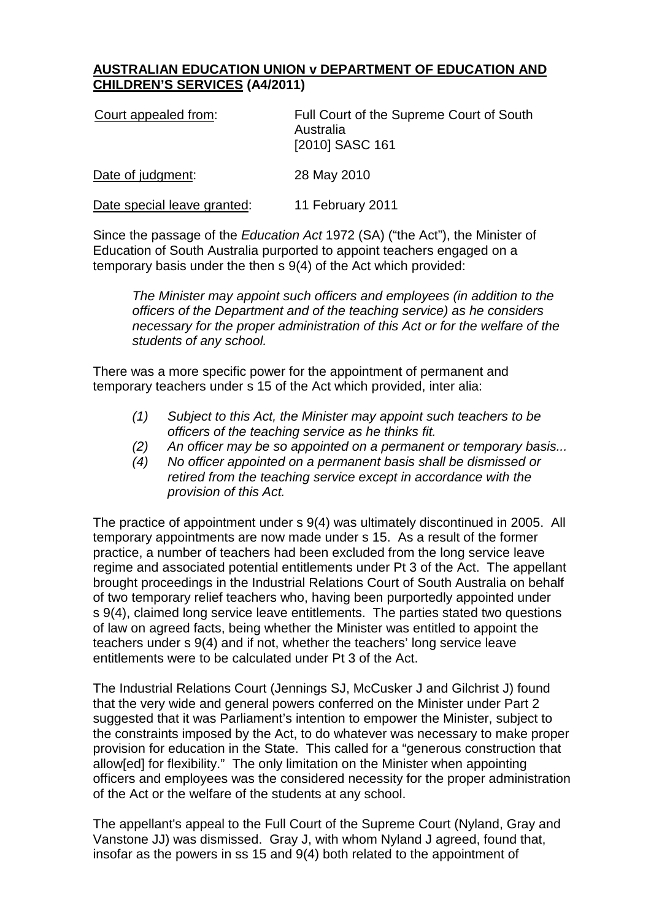**AUSTRALIAN EDUCATION UNION v DEPARTMENT OF EDUCATION AND CHILDREN'S SERVICES (A4/2011)**

| Court appealed from: | Full Court of the Supreme Court of South Australia [2010] SASC 161 |
|---|---|
| Date of judgment: | 28 May 2010 |
| Date special leave granted: | 11 February 2011 |

Since the passage of the *Education Act* 1972 (SA) ("the Act"), the Minister of Education of South Australia purported to appoint teachers engaged on a temporary basis under the then s 9(4) of the Act which provided:

> *The Minister may appoint such officers and employees (in addition to the officers of the Department and of the teaching service) as he considers necessary for the proper administration of this Act or for the welfare of the students of any school.*

There was a more specific power for the appointment of permanent and temporary teachers under s 15 of the Act which provided, inter alia:

> *(1) Subject to this Act, the Minister may appoint such teachers to be officers of the teaching service as he thinks fit.*
> *(2) An officer may be so appointed on a permanent or temporary basis...*
> *(4) No officer appointed on a permanent basis shall be dismissed or retired from the teaching service except in accordance with the provision of this Act.*

The practice of appointment under s 9(4) was ultimately discontinued in 2005. All temporary appointments are now made under s 15. As a result of the former practice, a number of teachers had been excluded from the long service leave regime and associated potential entitlements under Pt 3 of the Act. The appellant brought proceedings in the Industrial Relations Court of South Australia on behalf of two temporary relief teachers who, having been purportedly appointed under s 9(4), claimed long service leave entitlements. The parties stated two questions of law on agreed facts, being whether the Minister was entitled to appoint the teachers under s 9(4) and if not, whether the teachers' long service leave entitlements were to be calculated under Pt 3 of the Act.

The Industrial Relations Court (Jennings SJ, McCusker J and Gilchrist J) found that the very wide and general powers conferred on the Minister under Part 2 suggested that it was Parliament's intention to empower the Minister, subject to the constraints imposed by the Act, to do whatever was necessary to make proper provision for education in the State. This called for a "generous construction that allow[ed] for flexibility." The only limitation on the Minister when appointing officers and employees was the considered necessity for the proper administration of the Act or the welfare of the students at any school.

The appellant's appeal to the Full Court of the Supreme Court (Nyland, Gray and Vanstone JJ) was dismissed. Gray J, with whom Nyland J agreed, found that, insofar as the powers in ss 15 and 9(4) both related to the appointment of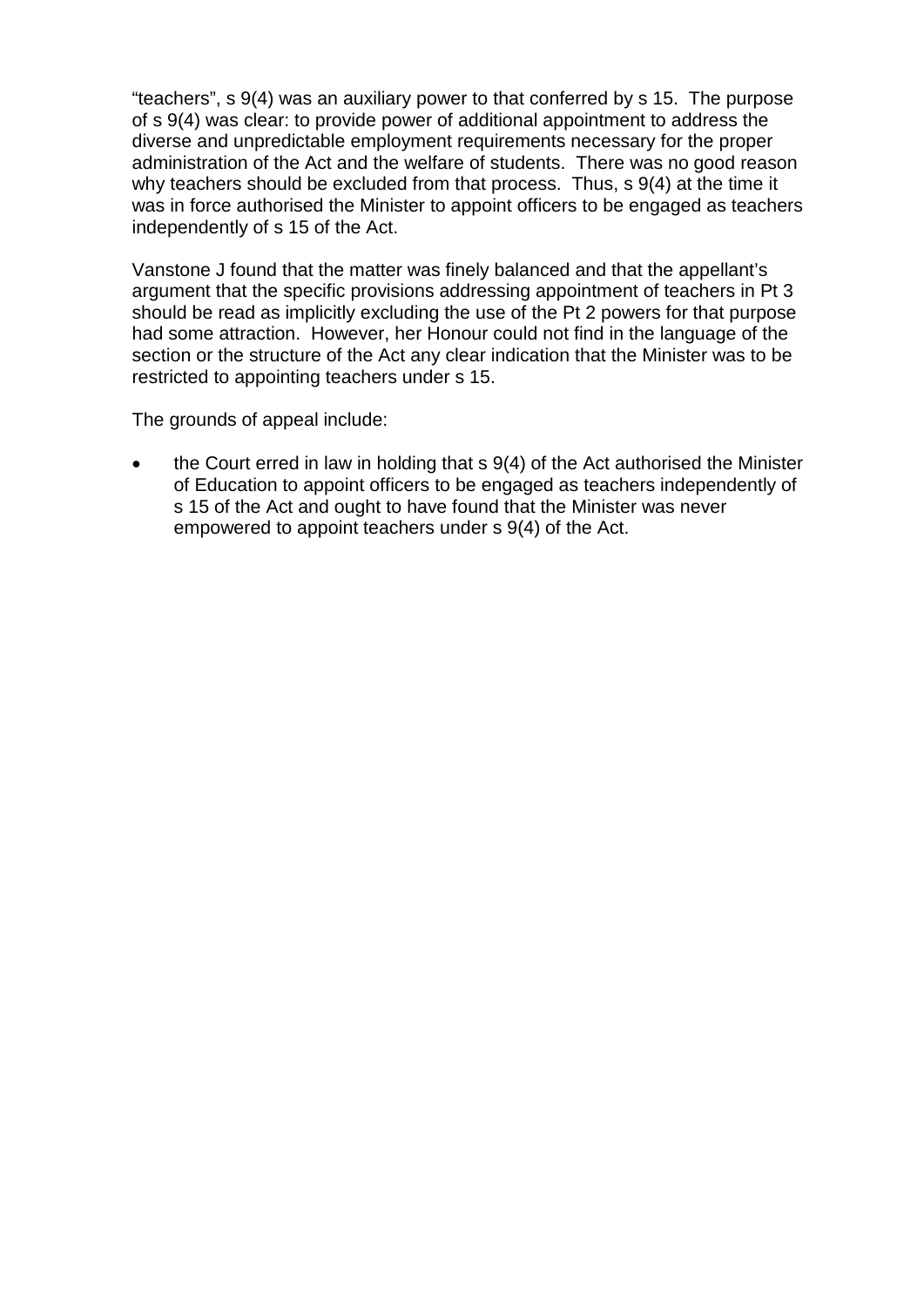"teachers", s 9(4) was an auxiliary power to that conferred by s 15. The purpose of s 9(4) was clear: to provide power of additional appointment to address the diverse and unpredictable employment requirements necessary for the proper administration of the Act and the welfare of students. There was no good reason why teachers should be excluded from that process. Thus, s 9(4) at the time it was in force authorised the Minister to appoint officers to be engaged as teachers independently of s 15 of the Act.

Vanstone J found that the matter was finely balanced and that the appellant's argument that the specific provisions addressing appointment of teachers in Pt 3 should be read as implicitly excluding the use of the Pt 2 powers for that purpose had some attraction. However, her Honour could not find in the language of the section or the structure of the Act any clear indication that the Minister was to be restricted to appointing teachers under s 15.

The grounds of appeal include:

- the Court erred in law in holding that s 9(4) of the Act authorised the Minister of Education to appoint officers to be engaged as teachers independently of s 15 of the Act and ought to have found that the Minister was never empowered to appoint teachers under s 9(4) of the Act.